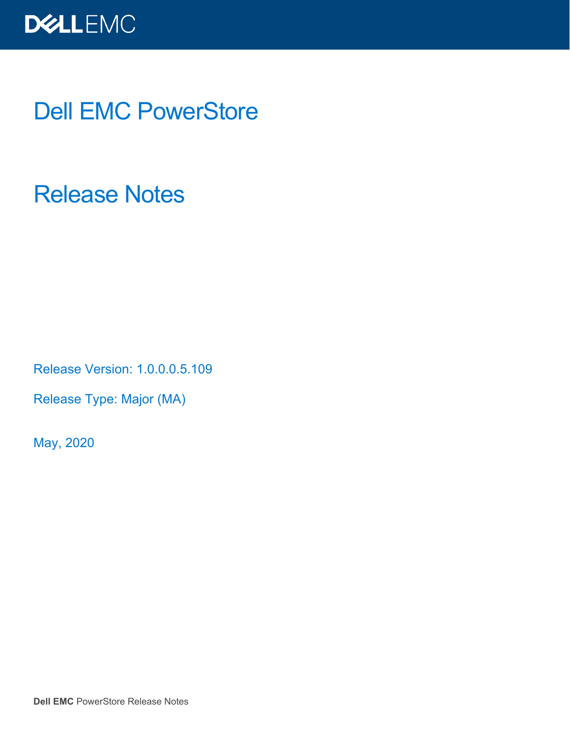# Dell EMC PowerStore

# Release Notes

Release Version: 1.0.0.0.5.109

Release Type: Major (MA)

May, 2020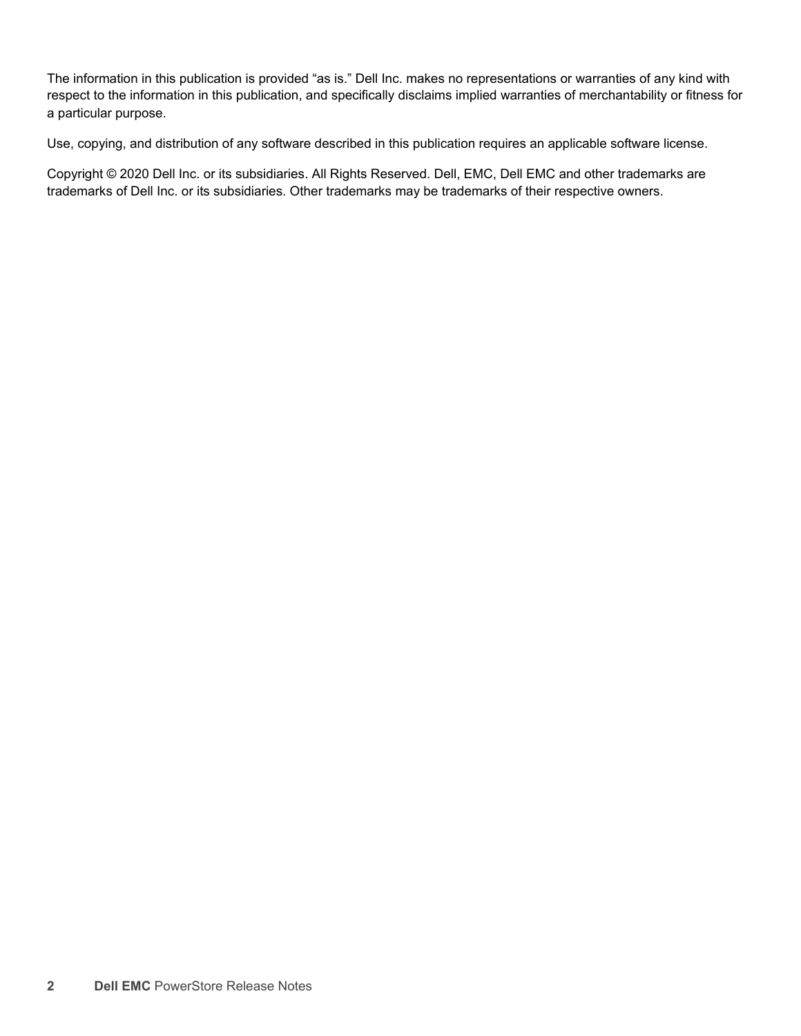The information in this publication is provided "as is." Dell Inc. makes no representations or warranties of any kind with respect to the information in this publication, and specifically disclaims implied warranties of merchantability or fitness for a particular purpose.

Use, copying, and distribution of any software described in this publication requires an applicable software license.

Copyright © 2020 Dell Inc. or its subsidiaries. All Rights Reserved. Dell, EMC, Dell EMC and other trademarks are trademarks of Dell Inc. or its subsidiaries. Other trademarks may be trademarks of their respective owners.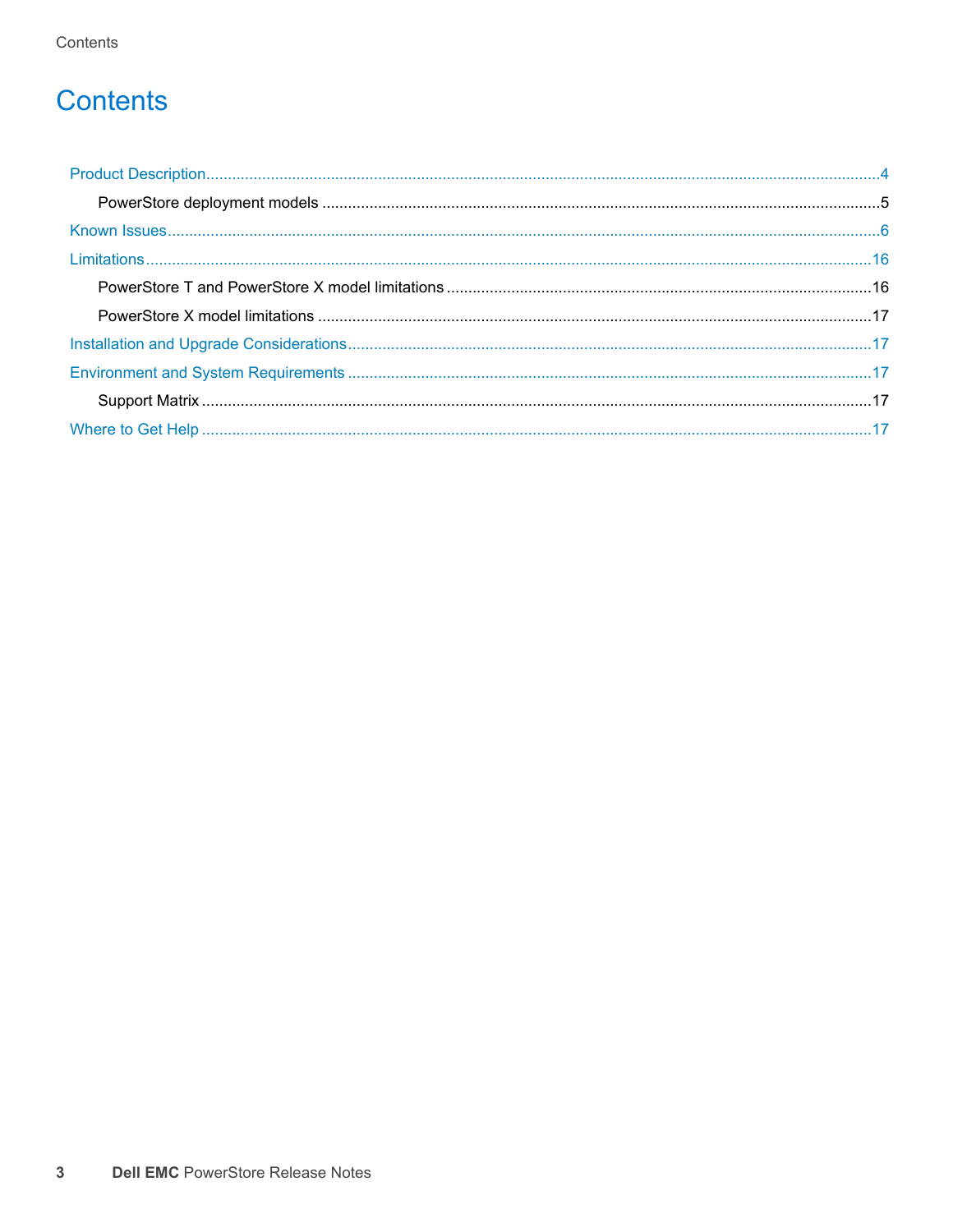# Contents

Product Description....................................................................................................4

- PowerStore deployment models ....................................................................................5

Known Issues....................................................................................................6

Limitations....................................................................................................16

- PowerStore T and PowerStore X model limitations ....................................................................16
- PowerStore X model limitations ....................................................................................17

Installation and Upgrade Considerations....................................................................................17

Environment and System Requirements ....................................................................................17

- Support Matrix ....................................................................................................17

Where to Get Help ....................................................................................................17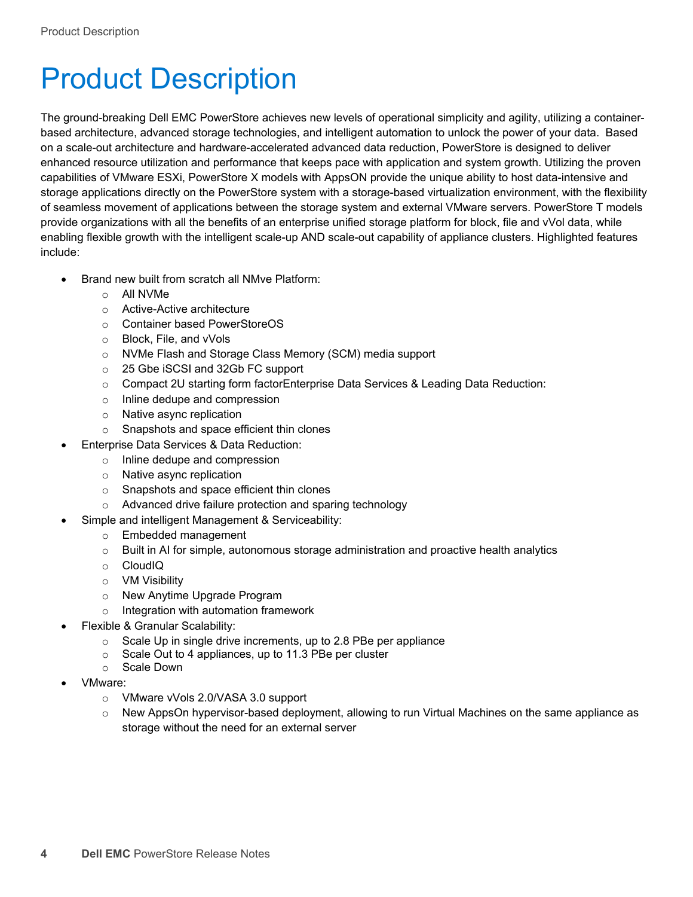# Product Description

The ground-breaking Dell EMC PowerStore achieves new levels of operational simplicity and agility, utilizing a container-based architecture, advanced storage technologies, and intelligent automation to unlock the power of your data. Based on a scale-out architecture and hardware-accelerated advanced data reduction, PowerStore is designed to deliver enhanced resource utilization and performance that keeps pace with application and system growth. Utilizing the proven capabilities of VMware ESXi, PowerStore X models with AppsON provide the unique ability to host data-intensive and storage applications directly on the PowerStore system with a storage-based virtualization environment, with the flexibility of seamless movement of applications between the storage system and external VMware servers. PowerStore T models provide organizations with all the benefits of an enterprise unified storage platform for block, file and vVol data, while enabling flexible growth with the intelligent scale-up AND scale-out capability of appliance clusters. Highlighted features include:

- Brand new built from scratch all NMve Platform:
  - All NVMe
  - Active-Active architecture
  - Container based PowerStoreOS
  - Block, File, and vVols
  - NVMe Flash and Storage Class Memory (SCM) media support
  - 25 Gbe iSCSI and 32Gb FC support
  - Compact 2U starting form factorEnterprise Data Services & Leading Data Reduction:
  - Inline dedupe and compression
  - Native async replication
  - Snapshots and space efficient thin clones
- Enterprise Data Services & Data Reduction:
  - Inline dedupe and compression
  - Native async replication
  - Snapshots and space efficient thin clones
  - Advanced drive failure protection and sparing technology
- Simple and intelligent Management & Serviceability:
  - Embedded management
  - Built in AI for simple, autonomous storage administration and proactive health analytics
  - CloudIQ
  - VM Visibility
  - New Anytime Upgrade Program
  - Integration with automation framework
- Flexible & Granular Scalability:
  - Scale Up in single drive increments, up to 2.8 PBe per appliance
  - Scale Out to 4 appliances, up to 11.3 PBe per cluster
  - Scale Down
- VMware:
  - VMware vVols 2.0/VASA 3.0 support
  - New AppsOn hypervisor-based deployment, allowing to run Virtual Machines on the same appliance as storage without the need for an external server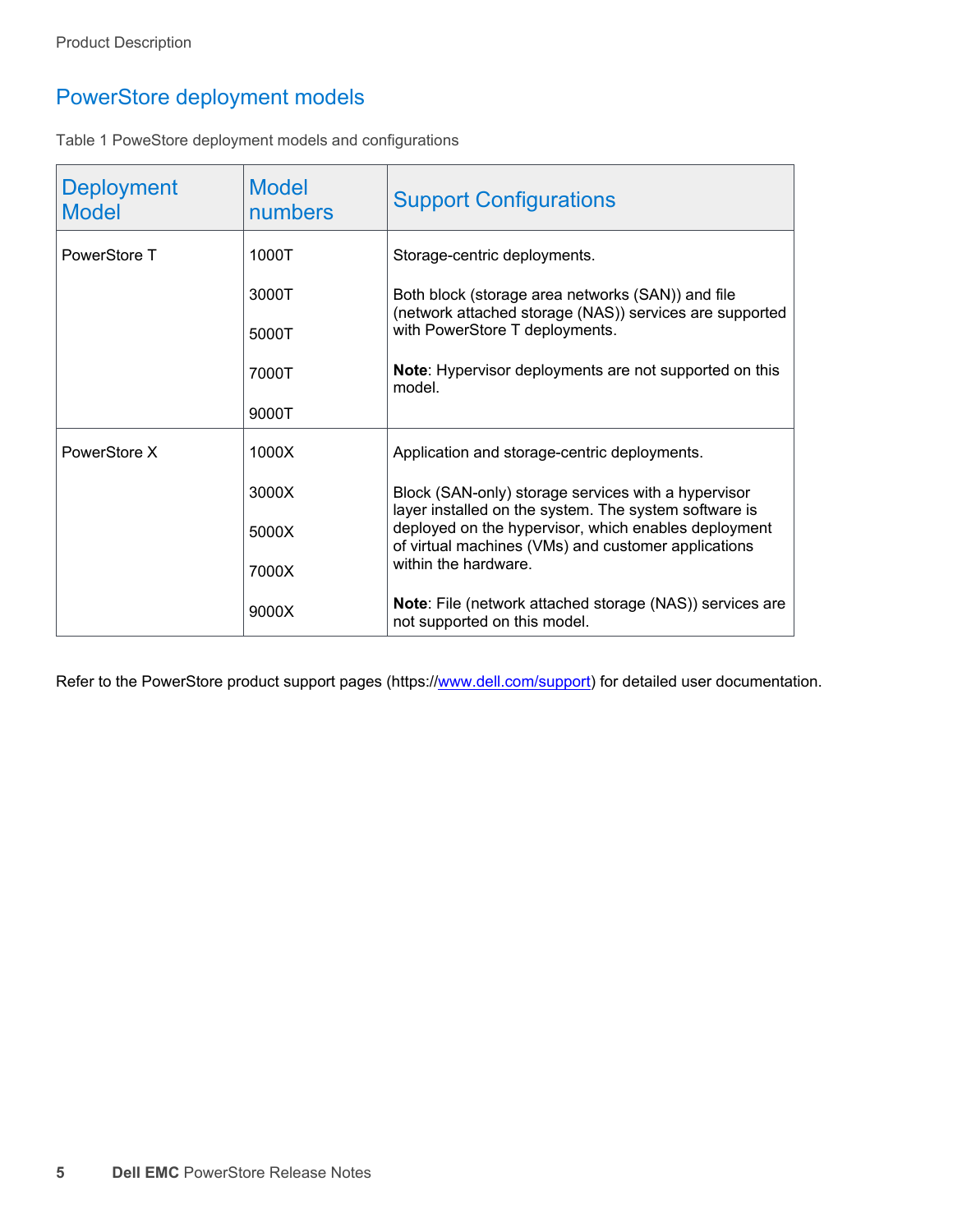## PowerStore deployment models

Table 1 PoweStore deployment models and configurations

| Deployment Model | Model numbers | Support Configurations |
|---|---|---|
| PowerStore T | 1000T<br>3000T<br>5000T<br>7000T<br>9000T | Storage-centric deployments.<br><br>Both block (storage area networks (SAN)) and file (network attached storage (NAS)) services are supported with PowerStore T deployments.<br><br>**Note**: Hypervisor deployments are not supported on this model. |
| PowerStore X | 1000X<br>3000X<br>5000X<br>7000X<br>9000X | Application and storage-centric deployments.<br><br>Block (SAN-only) storage services with a hypervisor layer installed on the system. The system software is deployed on the hypervisor, which enables deployment of virtual machines (VMs) and customer applications within the hardware.<br><br>**Note**: File (network attached storage (NAS)) services are not supported on this model. |

Refer to the PowerStore product support pages (https://www.dell.com/support) for detailed user documentation.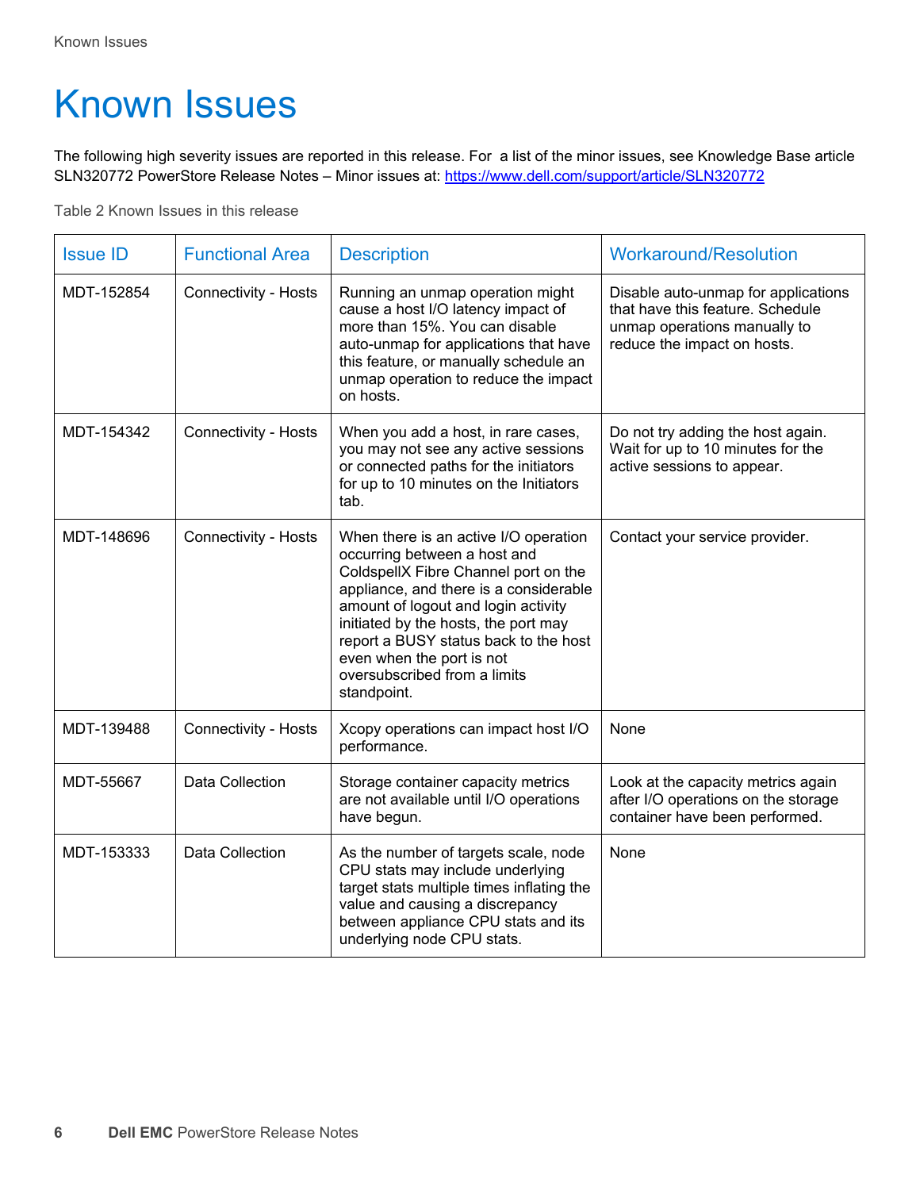# Known Issues

The following high severity issues are reported in this release. For  a list of the minor issues, see Knowledge Base article SLN320772 PowerStore Release Notes – Minor issues at: https://www.dell.com/support/article/SLN320772

Table 2 Known Issues in this release

| Issue ID | Functional Area | Description | Workaround/Resolution |
|---|---|---|---|
| MDT-152854 | Connectivity - Hosts | Running an unmap operation might cause a host I/O latency impact of more than 15%. You can disable auto-unmap for applications that have this feature, or manually schedule an unmap operation to reduce the impact on hosts. | Disable auto-unmap for applications that have this feature. Schedule unmap operations manually to reduce the impact on hosts. |
| MDT-154342 | Connectivity - Hosts | When you add a host, in rare cases, you may not see any active sessions or connected paths for the initiators for up to 10 minutes on the Initiators tab. | Do not try adding the host again. Wait for up to 10 minutes for the active sessions to appear. |
| MDT-148696 | Connectivity - Hosts | When there is an active I/O operation occurring between a host and ColdspellX Fibre Channel port on the appliance, and there is a considerable amount of logout and login activity initiated by the hosts, the port may report a BUSY status back to the host even when the port is not oversubscribed from a limits standpoint. | Contact your service provider. |
| MDT-139488 | Connectivity - Hosts | Xcopy operations can impact host I/O performance. | None |
| MDT-55667 | Data Collection | Storage container capacity metrics are not available until I/O operations have begun. | Look at the capacity metrics again after I/O operations on the storage container have been performed. |
| MDT-153333 | Data Collection | As the number of targets scale, node CPU stats may include underlying target stats multiple times inflating the value and causing a discrepancy between appliance CPU stats and its underlying node CPU stats. | None |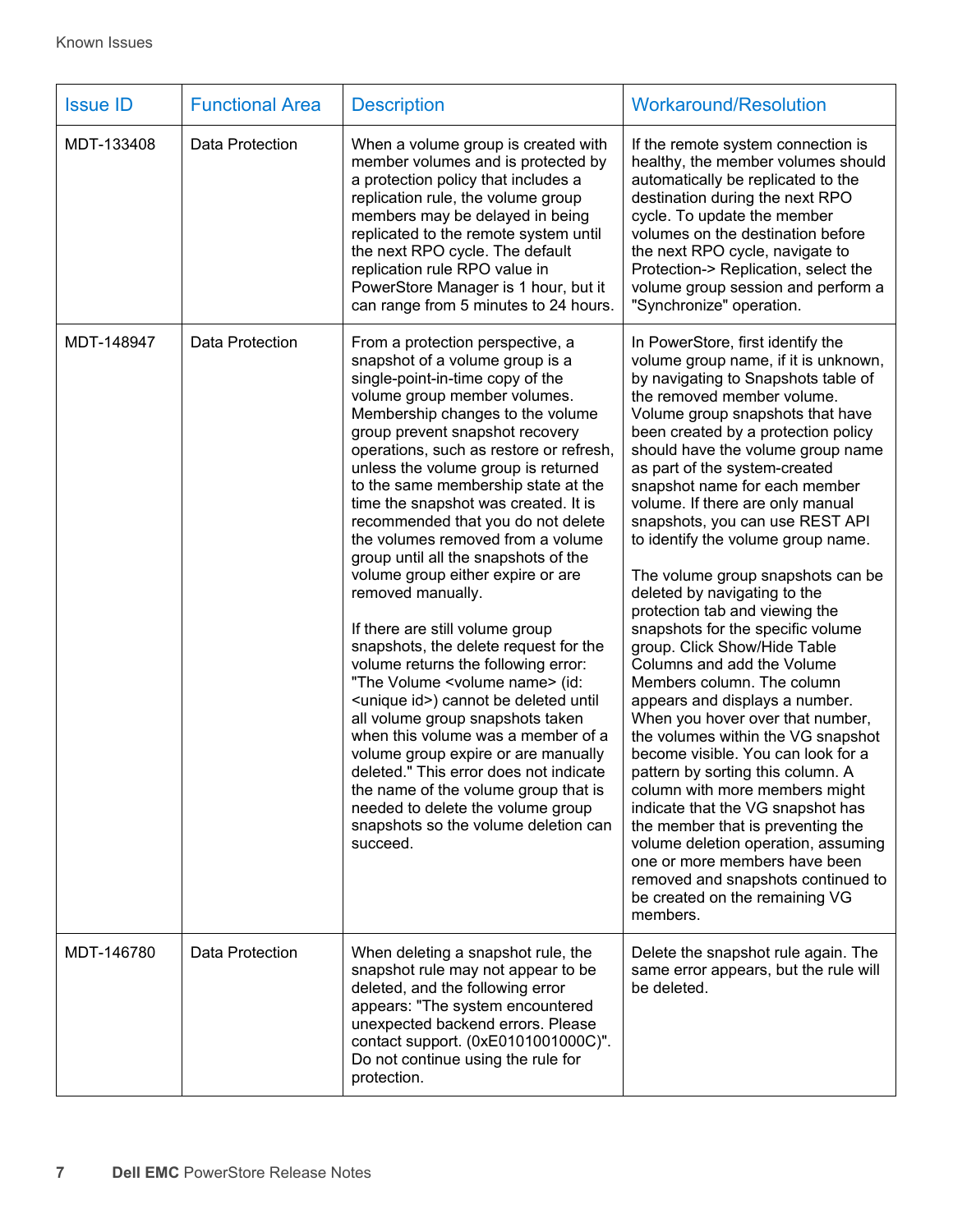| Issue ID | Functional Area | Description | Workaround/Resolution |
| --- | --- | --- | --- |
| MDT-133408 | Data Protection | When a volume group is created with member volumes and is protected by a protection policy that includes a replication rule, the volume group members may be delayed in being replicated to the remote system until the next RPO cycle. The default replication rule RPO value in PowerStore Manager is 1 hour, but it can range from 5 minutes to 24 hours. | If the remote system connection is healthy, the member volumes should automatically be replicated to the destination during the next RPO cycle. To update the member volumes on the destination before the next RPO cycle, navigate to Protection-> Replication, select the volume group session and perform a "Synchronize" operation. |
| MDT-148947 | Data Protection | From a protection perspective, a snapshot of a volume group is a single-point-in-time copy of the volume group member volumes. Membership changes to the volume group prevent snapshot recovery operations, such as restore or refresh, unless the volume group is returned to the same membership state at the time the snapshot was created. It is recommended that you do not delete the volumes removed from a volume group until all the snapshots of the volume group either expire or are removed manually.<br><br>If there are still volume group snapshots, the delete request for the volume returns the following error: "The Volume <volume name> (id: <unique id>) cannot be deleted until all volume group snapshots taken when this volume was a member of a volume group expire or are manually deleted." This error does not indicate the name of the volume group that is needed to delete the volume group snapshots so the volume deletion can succeed. | In PowerStore, first identify the volume group name, if it is unknown, by navigating to Snapshots table of the removed member volume. Volume group snapshots that have been created by a protection policy should have the volume group name as part of the system-created snapshot name for each member volume. If there are only manual snapshots, you can use REST API to identify the volume group name.<br><br>The volume group snapshots can be deleted by navigating to the protection tab and viewing the snapshots for the specific volume group. Click Show/Hide Table Columns and add the Volume Members column. The column appears and displays a number. When you hover over that number, the volumes within the VG snapshot become visible. You can look for a pattern by sorting this column. A column with more members might indicate that the VG snapshot has the member that is preventing the volume deletion operation, assuming one or more members have been removed and snapshots continued to be created on the remaining VG members. |
| MDT-146780 | Data Protection | When deleting a snapshot rule, the snapshot rule may not appear to be deleted, and the following error appears: "The system encountered unexpected backend errors. Please contact support. (0xE0101001000C)". Do not continue using the rule for protection. | Delete the snapshot rule again. The same error appears, but the rule will be deleted. |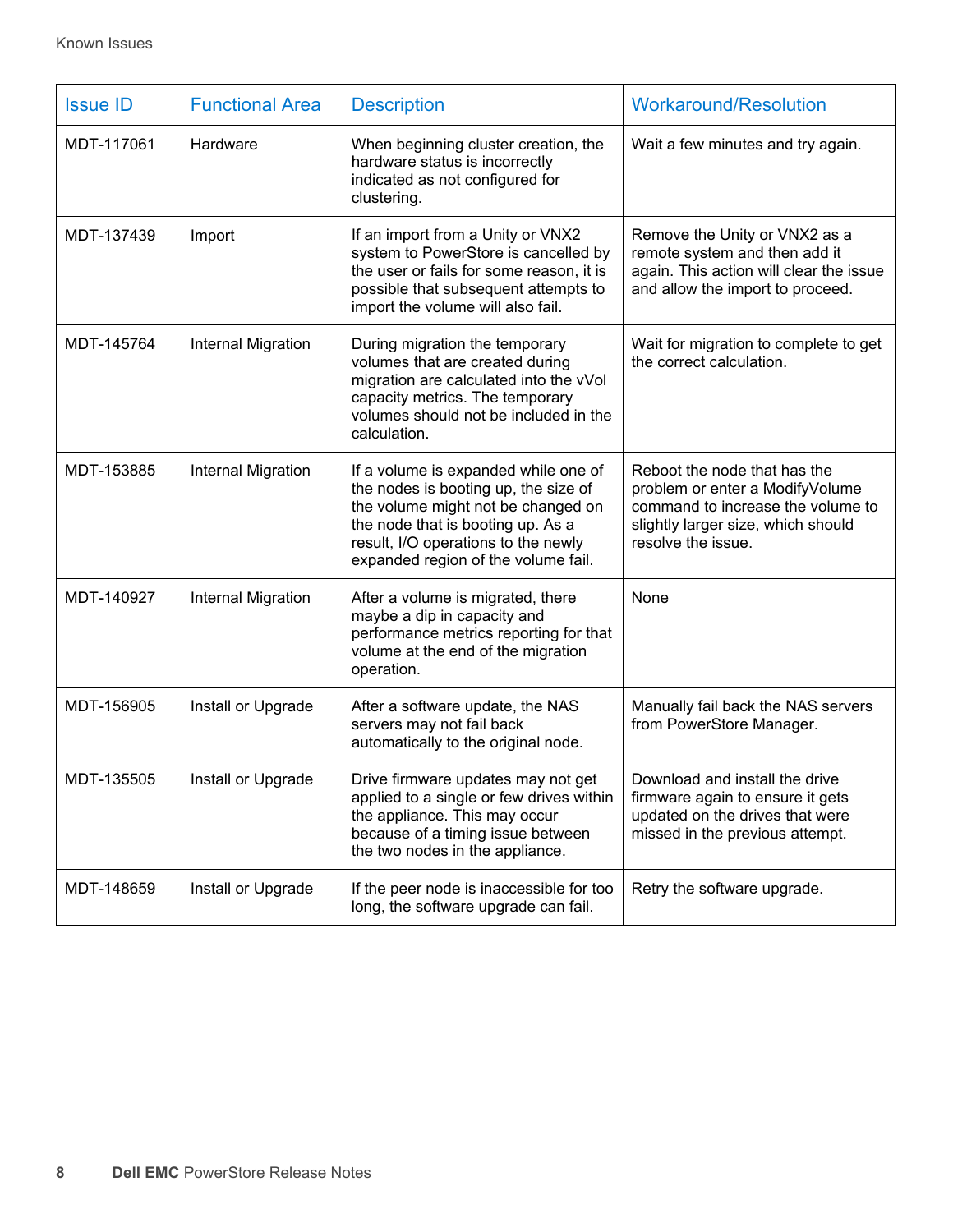| Issue ID | Functional Area | Description | Workaround/Resolution |
| --- | --- | --- | --- |
| MDT-117061 | Hardware | When beginning cluster creation, the hardware status is incorrectly indicated as not configured for clustering. | Wait a few minutes and try again. |
| MDT-137439 | Import | If an import from a Unity or VNX2 system to PowerStore is cancelled by the user or fails for some reason, it is possible that subsequent attempts to import the volume will also fail. | Remove the Unity or VNX2 as a remote system and then add it again. This action will clear the issue and allow the import to proceed. |
| MDT-145764 | Internal Migration | During migration the temporary volumes that are created during migration are calculated into the vVol capacity metrics. The temporary volumes should not be included in the calculation. | Wait for migration to complete to get the correct calculation. |
| MDT-153885 | Internal Migration | If a volume is expanded while one of the nodes is booting up, the size of the volume might not be changed on the node that is booting up. As a result, I/O operations to the newly expanded region of the volume fail. | Reboot the node that has the problem or enter a ModifyVolume command to increase the volume to slightly larger size, which should resolve the issue. |
| MDT-140927 | Internal Migration | After a volume is migrated, there maybe a dip in capacity and performance metrics reporting for that volume at the end of the migration operation. | None |
| MDT-156905 | Install or Upgrade | After a software update, the NAS servers may not fail back automatically to the original node. | Manually fail back the NAS servers from PowerStore Manager. |
| MDT-135505 | Install or Upgrade | Drive firmware updates may not get applied to a single or few drives within the appliance. This may occur because of a timing issue between the two nodes in the appliance. | Download and install the drive firmware again to ensure it gets updated on the drives that were missed in the previous attempt. |
| MDT-148659 | Install or Upgrade | If the peer node is inaccessible for too long, the software upgrade can fail. | Retry the software upgrade. |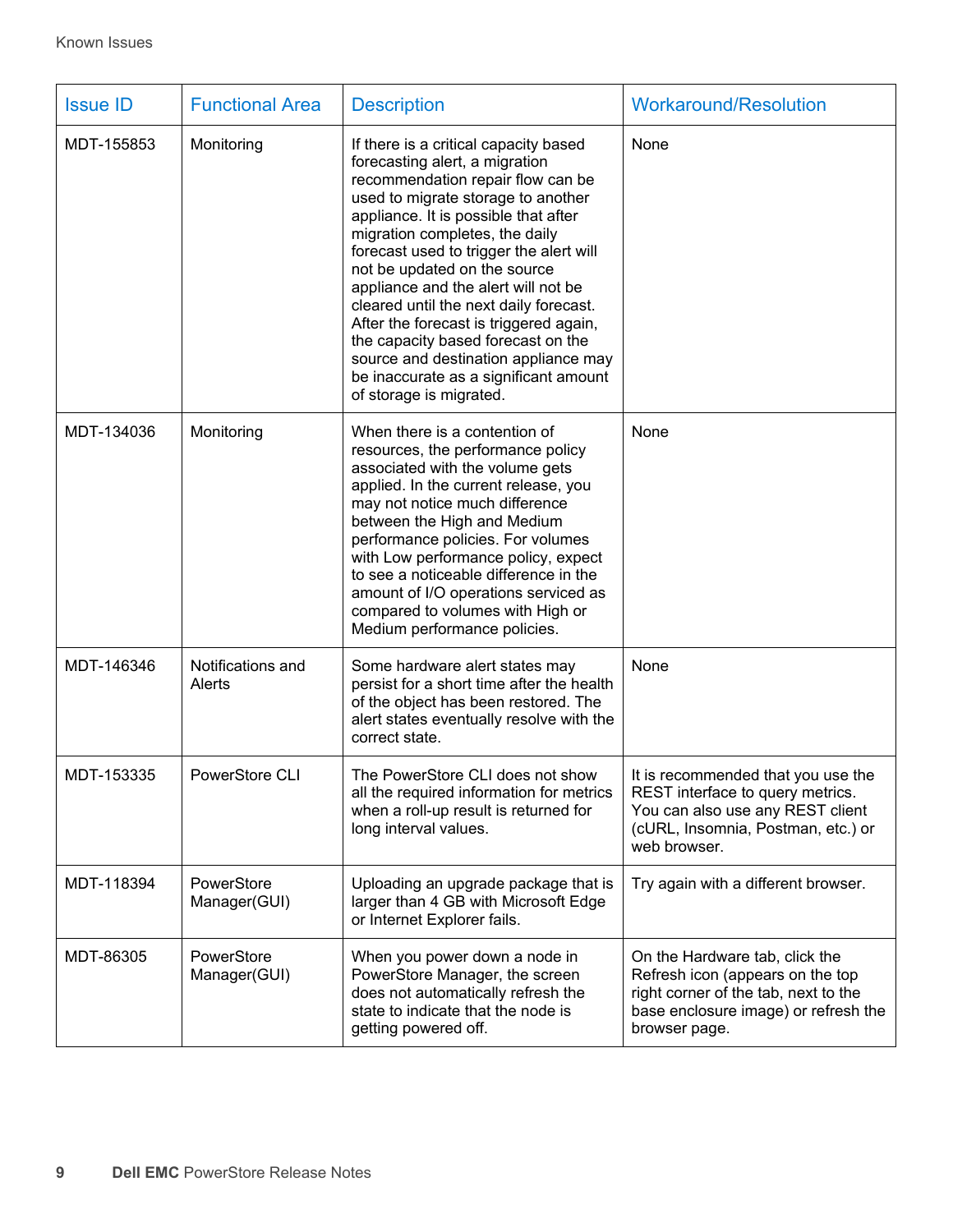| Issue ID | Functional Area | Description | Workaround/Resolution |
|---|---|---|---|
| MDT-155853 | Monitoring | If there is a critical capacity based forecasting alert, a migration recommendation repair flow can be used to migrate storage to another appliance. It is possible that after migration completes, the daily forecast used to trigger the alert will not be updated on the source appliance and the alert will not be cleared until the next daily forecast. After the forecast is triggered again, the capacity based forecast on the source and destination appliance may be inaccurate as a significant amount of storage is migrated. | None |
| MDT-134036 | Monitoring | When there is a contention of resources, the performance policy associated with the volume gets applied. In the current release, you may not notice much difference between the High and Medium performance policies. For volumes with Low performance policy, expect to see a noticeable difference in the amount of I/O operations serviced as compared to volumes with High or Medium performance policies. | None |
| MDT-146346 | Notifications and Alerts | Some hardware alert states may persist for a short time after the health of the object has been restored. The alert states eventually resolve with the correct state. | None |
| MDT-153335 | PowerStore CLI | The PowerStore CLI does not show all the required information for metrics when a roll-up result is returned for long interval values. | It is recommended that you use the REST interface to query metrics. You can also use any REST client (cURL, Insomnia, Postman, etc.) or web browser. |
| MDT-118394 | PowerStore Manager(GUI) | Uploading an upgrade package that is larger than 4 GB with Microsoft Edge or Internet Explorer fails. | Try again with a different browser. |
| MDT-86305 | PowerStore Manager(GUI) | When you power down a node in PowerStore Manager, the screen does not automatically refresh the state to indicate that the node is getting powered off. | On the Hardware tab, click the Refresh icon (appears on the top right corner of the tab, next to the base enclosure image) or refresh the browser page. |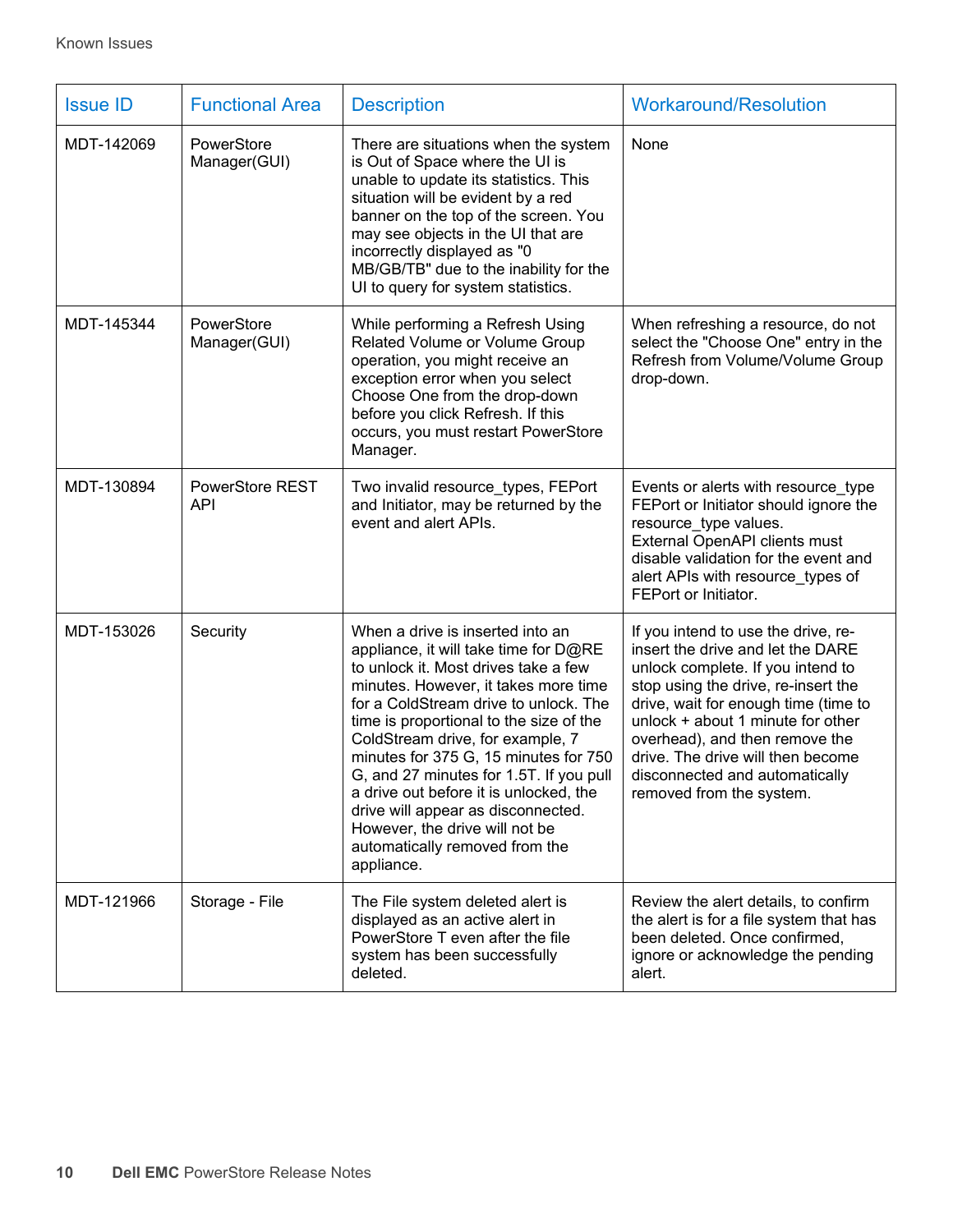| Issue ID | Functional Area | Description | Workaround/Resolution |
|---|---|---|---|
| MDT-142069 | PowerStore Manager(GUI) | There are situations when the system is Out of Space where the UI is unable to update its statistics. This situation will be evident by a red banner on the top of the screen. You may see objects in the UI that are incorrectly displayed as "0 MB/GB/TB" due to the inability for the UI to query for system statistics. | None |
| MDT-145344 | PowerStore Manager(GUI) | While performing a Refresh Using Related Volume or Volume Group operation, you might receive an exception error when you select Choose One from the drop-down before you click Refresh. If this occurs, you must restart PowerStore Manager. | When refreshing a resource, do not select the "Choose One" entry in the Refresh from Volume/Volume Group drop-down. |
| MDT-130894 | PowerStore REST API | Two invalid resource_types, FEPort and Initiator, may be returned by the event and alert APIs. | Events or alerts with resource_type FEPort or Initiator should ignore the resource_type values. External OpenAPI clients must disable validation for the event and alert APIs with resource_types of FEPort or Initiator. |
| MDT-153026 | Security | When a drive is inserted into an appliance, it will take time for D@RE to unlock it. Most drives take a few minutes. However, it takes more time for a ColdStream drive to unlock. The time is proportional to the size of the ColdStream drive, for example, 7 minutes for 375 G, 15 minutes for 750 G, and 27 minutes for 1.5T. If you pull a drive out before it is unlocked, the drive will appear as disconnected. However, the drive will not be automatically removed from the appliance. | If you intend to use the drive, re-insert the drive and let the DARE unlock complete. If you intend to stop using the drive, re-insert the drive, wait for enough time (time to unlock + about 1 minute for other overhead), and then remove the drive. The drive will then become disconnected and automatically removed from the system. |
| MDT-121966 | Storage - File | The File system deleted alert is displayed as an active alert in PowerStore T even after the file system has been successfully deleted. | Review the alert details, to confirm the alert is for a file system that has been deleted. Once confirmed, ignore or acknowledge the pending alert. |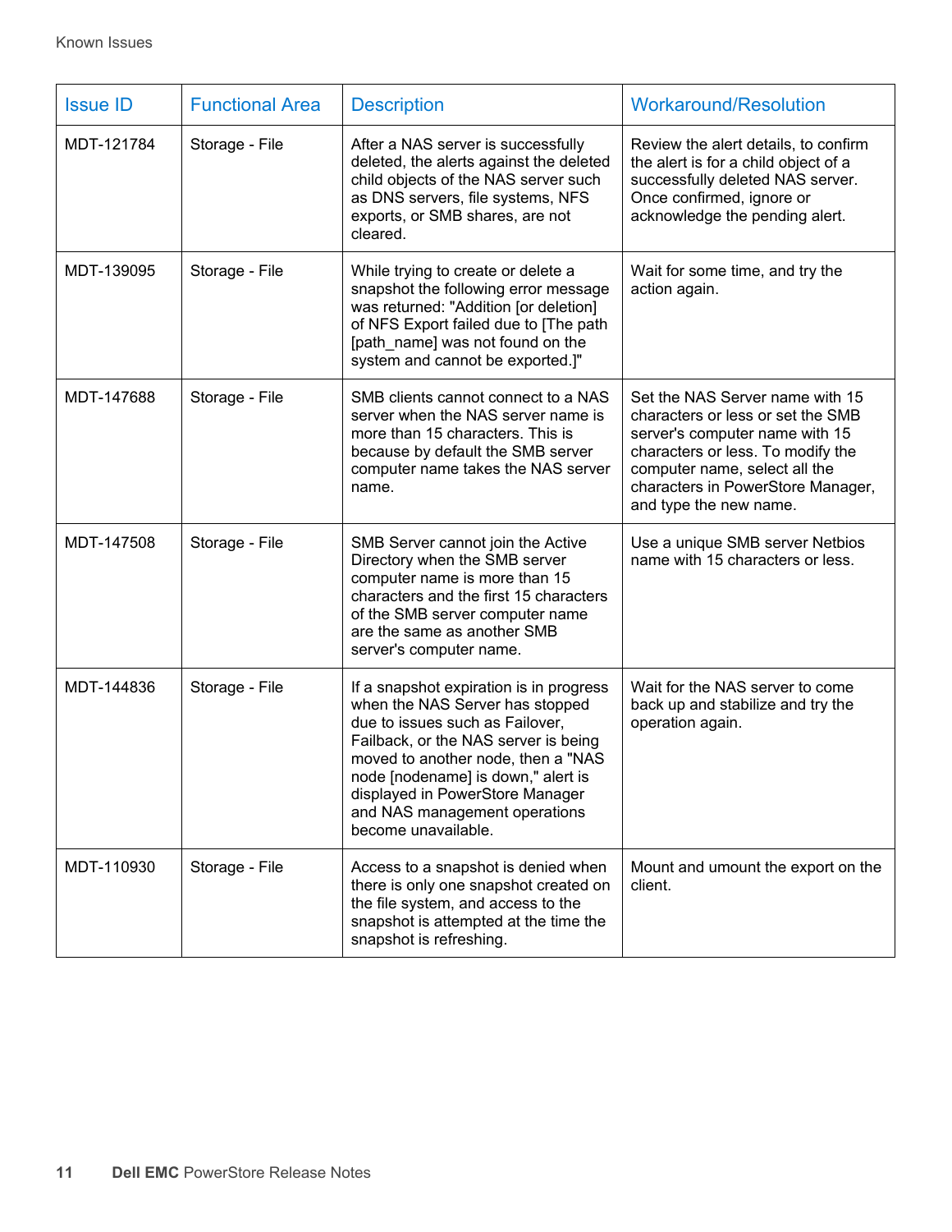| Issue ID | Functional Area | Description | Workaround/Resolution |
| --- | --- | --- | --- |
| MDT-121784 | Storage - File | After a NAS server is successfully deleted, the alerts against the deleted child objects of the NAS server such as DNS servers, file systems, NFS exports, or SMB shares, are not cleared. | Review the alert details, to confirm the alert is for a child object of a successfully deleted NAS server. Once confirmed, ignore or acknowledge the pending alert. |
| MDT-139095 | Storage - File | While trying to create or delete a snapshot the following error message was returned: "Addition [or deletion] of NFS Export failed due to [The path [path_name] was not found on the system and cannot be exported.]" | Wait for some time, and try the action again. |
| MDT-147688 | Storage - File | SMB clients cannot connect to a NAS server when the NAS server name is more than 15 characters. This is because by default the SMB server computer name takes the NAS server name. | Set the NAS Server name with 15 characters or less or set the SMB server's computer name with 15 characters or less. To modify the computer name, select all the characters in PowerStore Manager, and type the new name. |
| MDT-147508 | Storage - File | SMB Server cannot join the Active Directory when the SMB server computer name is more than 15 characters and the first 15 characters of the SMB server computer name are the same as another SMB server's computer name. | Use a unique SMB server Netbios name with 15 characters or less. |
| MDT-144836 | Storage - File | If a snapshot expiration is in progress when the NAS Server has stopped due to issues such as Failover, Failback, or the NAS server is being moved to another node, then a "NAS node [nodename] is down," alert is displayed in PowerStore Manager and NAS management operations become unavailable. | Wait for the NAS server to come back up and stabilize and try the operation again. |
| MDT-110930 | Storage - File | Access to a snapshot is denied when there is only one snapshot created on the file system, and access to the snapshot is attempted at the time the snapshot is refreshing. | Mount and umount the export on the client. |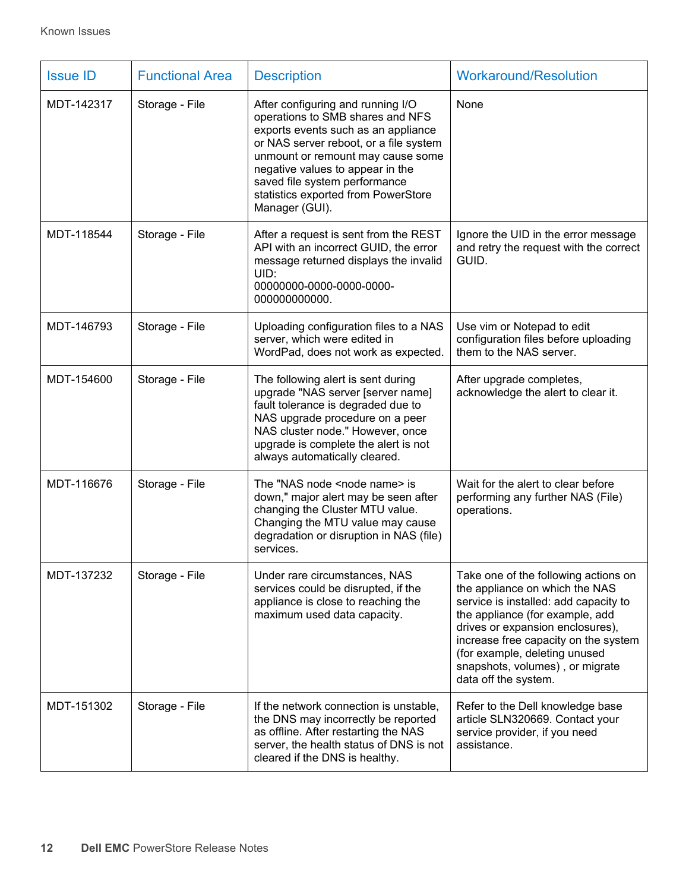| Issue ID | Functional Area | Description | Workaround/Resolution |
| --- | --- | --- | --- |
| MDT-142317 | Storage - File | After configuring and running I/O operations to SMB shares and NFS exports events such as an appliance or NAS server reboot, or a file system unmount or remount may cause some negative values to appear in the saved file system performance statistics exported from PowerStore Manager (GUI). | None |
| MDT-118544 | Storage - File | After a request is sent from the REST API with an incorrect GUID, the error message returned displays the invalid UID: 00000000-0000-0000-0000-000000000000. | Ignore the UID in the error message and retry the request with the correct GUID. |
| MDT-146793 | Storage - File | Uploading configuration files to a NAS server, which were edited in WordPad, does not work as expected. | Use vim or Notepad to edit configuration files before uploading them to the NAS server. |
| MDT-154600 | Storage - File | The following alert is sent during upgrade "NAS server [server name] fault tolerance is degraded due to NAS upgrade procedure on a peer NAS cluster node." However, once upgrade is complete the alert is not always automatically cleared. | After upgrade completes, acknowledge the alert to clear it. |
| MDT-116676 | Storage - File | The "NAS node <node name> is down," major alert may be seen after changing the Cluster MTU value. Changing the MTU value may cause degradation or disruption in NAS (file) services. | Wait for the alert to clear before performing any further NAS (File) operations. |
| MDT-137232 | Storage - File | Under rare circumstances, NAS services could be disrupted, if the appliance is close to reaching the maximum used data capacity. | Take one of the following actions on the appliance on which the NAS service is installed: add capacity to the appliance (for example, add drives or expansion enclosures), increase free capacity on the system (for example, deleting unused snapshots, volumes) , or migrate data off the system. |
| MDT-151302 | Storage - File | If the network connection is unstable, the DNS may incorrectly be reported as offline. After restarting the NAS server, the health status of DNS is not cleared if the DNS is healthy. | Refer to the Dell knowledge base article SLN320669. Contact your service provider, if you need assistance. |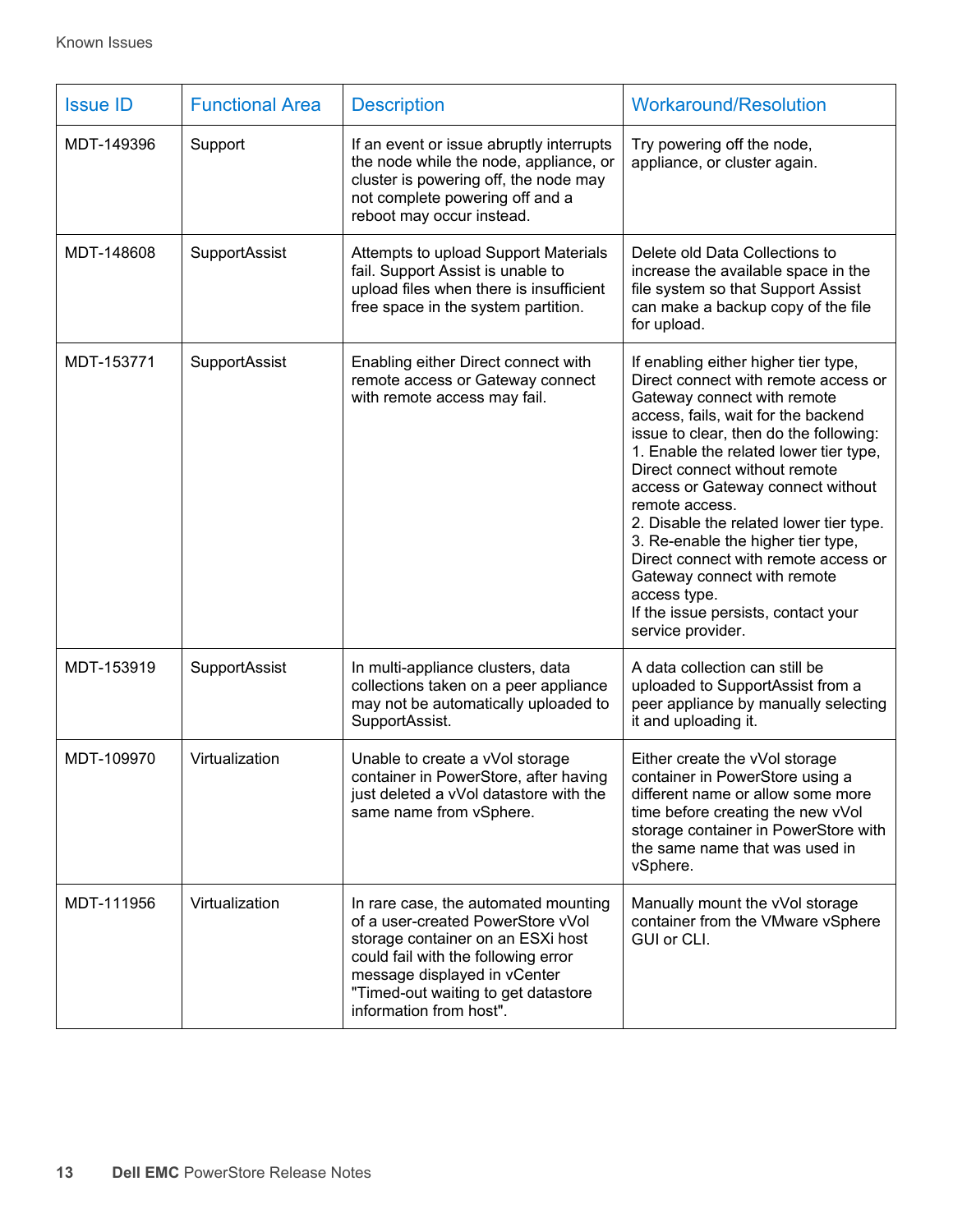| Issue ID | Functional Area | Description | Workaround/Resolution |
|---|---|---|---|
| MDT-149396 | Support | If an event or issue abruptly interrupts the node while the node, appliance, or cluster is powering off, the node may not complete powering off and a reboot may occur instead. | Try powering off the node, appliance, or cluster again. |
| MDT-148608 | SupportAssist | Attempts to upload Support Materials fail. Support Assist is unable to upload files when there is insufficient free space in the system partition. | Delete old Data Collections to increase the available space in the file system so that Support Assist can make a backup copy of the file for upload. |
| MDT-153771 | SupportAssist | Enabling either Direct connect with remote access or Gateway connect with remote access may fail. | If enabling either higher tier type, Direct connect with remote access or Gateway connect with remote access, fails, wait for the backend issue to clear, then do the following:<br>1. Enable the related lower tier type, Direct connect without remote access or Gateway connect without remote access.<br>2. Disable the related lower tier type.<br>3. Re-enable the higher tier type, Direct connect with remote access or Gateway connect with remote access type.<br>If the issue persists, contact your service provider. |
| MDT-153919 | SupportAssist | In multi-appliance clusters, data collections taken on a peer appliance may not be automatically uploaded to SupportAssist. | A data collection can still be uploaded to SupportAssist from a peer appliance by manually selecting it and uploading it. |
| MDT-109970 | Virtualization | Unable to create a vVol storage container in PowerStore, after having just deleted a vVol datastore with the same name from vSphere. | Either create the vVol storage container in PowerStore using a different name or allow some more time before creating the new vVol storage container in PowerStore with the same name that was used in vSphere. |
| MDT-111956 | Virtualization | In rare case, the automated mounting of a user-created PowerStore vVol storage container on an ESXi host could fail with the following error message displayed in vCenter "Timed-out waiting to get datastore information from host". | Manually mount the vVol storage container from the VMware vSphere GUI or CLI. |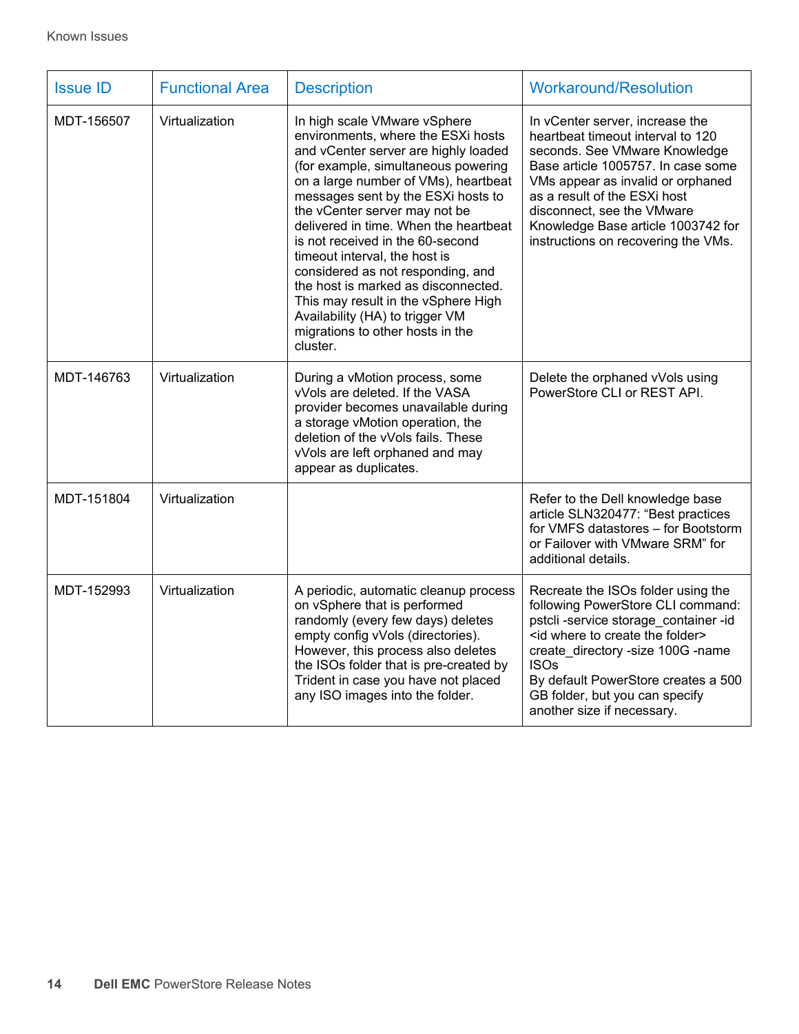| Issue ID | Functional Area | Description | Workaround/Resolution |
| --- | --- | --- | --- |
| MDT-156507 | Virtualization | In high scale VMware vSphere environments, where the ESXi hosts and vCenter server are highly loaded (for example, simultaneous powering on a large number of VMs), heartbeat messages sent by the ESXi hosts to the vCenter server may not be delivered in time. When the heartbeat is not received in the 60-second timeout interval, the host is considered as not responding, and the host is marked as disconnected. This may result in the vSphere High Availability (HA) to trigger VM migrations to other hosts in the cluster. | In vCenter server, increase the heartbeat timeout interval to 120 seconds. See VMware Knowledge Base article 1005757. In case some VMs appear as invalid or orphaned as a result of the ESXi host disconnect, see the VMware Knowledge Base article 1003742 for instructions on recovering the VMs. |
| MDT-146763 | Virtualization | During a vMotion process, some vVols are deleted. If the VASA provider becomes unavailable during a storage vMotion operation, the deletion of the vVols fails. These vVols are left orphaned and may appear as duplicates. | Delete the orphaned vVols using PowerStore CLI or REST API. |
| MDT-151804 | Virtualization | | Refer to the Dell knowledge base article SLN320477: "Best practices for VMFS datastores – for Bootstorm or Failover with VMware SRM" for additional details. |
| MDT-152993 | Virtualization | A periodic, automatic cleanup process on vSphere that is performed randomly (every few days) deletes empty config vVols (directories). However, this process also deletes the ISOs folder that is pre-created by Trident in case you have not placed any ISO images into the folder. | Recreate the ISOs folder using the following PowerStore CLI command: pstcli -service storage_container -id <id where to create the folder> create_directory -size 100G -name ISOs<br>By default PowerStore creates a 500 GB folder, but you can specify another size if necessary. |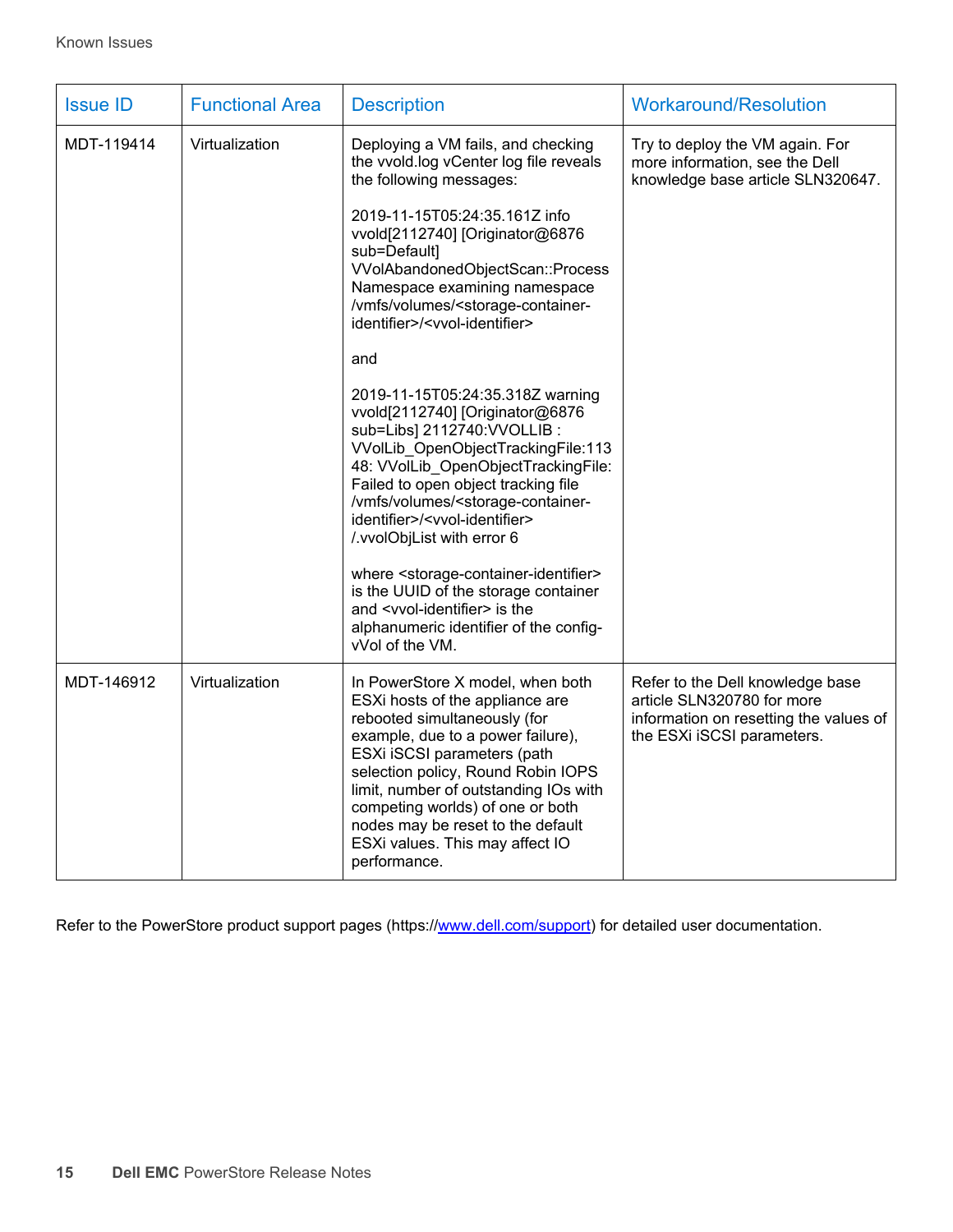| Issue ID | Functional Area | Description | Workaround/Resolution |
|---|---|---|---|
| MDT-119414 | Virtualization | Deploying a VM fails, and checking the vvold.log vCenter log file reveals the following messages:<br><br>2019-11-15T05:24:35.161Z info vvold[2112740] [Originator@6876 sub=Default] VVolAbandonedObjectScan::ProcessNamespace examining namespace /vmfs/volumes/<storage-container-identifier>/<vvol-identifier><br><br>and<br><br>2019-11-15T05:24:35.318Z warning vvold[2112740] [Originator@6876 sub=Libs] 2112740:VVOLLIB : VVolLib_OpenObjectTrackingFile:11348: VVolLib_OpenObjectTrackingFile: Failed to open object tracking file /vmfs/volumes/<storage-container-identifier>/<vvol-identifier>/.vvolObjList with error 6<br><br>where <storage-container-identifier> is the UUID of the storage container and <vvol-identifier> is the alphanumeric identifier of the config-vVol of the VM. | Try to deploy the VM again. For more information, see the Dell knowledge base article SLN320647. |
| MDT-146912 | Virtualization | In PowerStore X model, when both ESXi hosts of the appliance are rebooted simultaneously (for example, due to a power failure), ESXi iSCSI parameters (path selection policy, Round Robin IOPS limit, number of outstanding IOs with competing worlds) of one or both nodes may be reset to the default ESXi values. This may affect IO performance. | Refer to the Dell knowledge base article SLN320780 for more information on resetting the values of the ESXi iSCSI parameters. |

Refer to the PowerStore product support pages (https://www.dell.com/support) for detailed user documentation.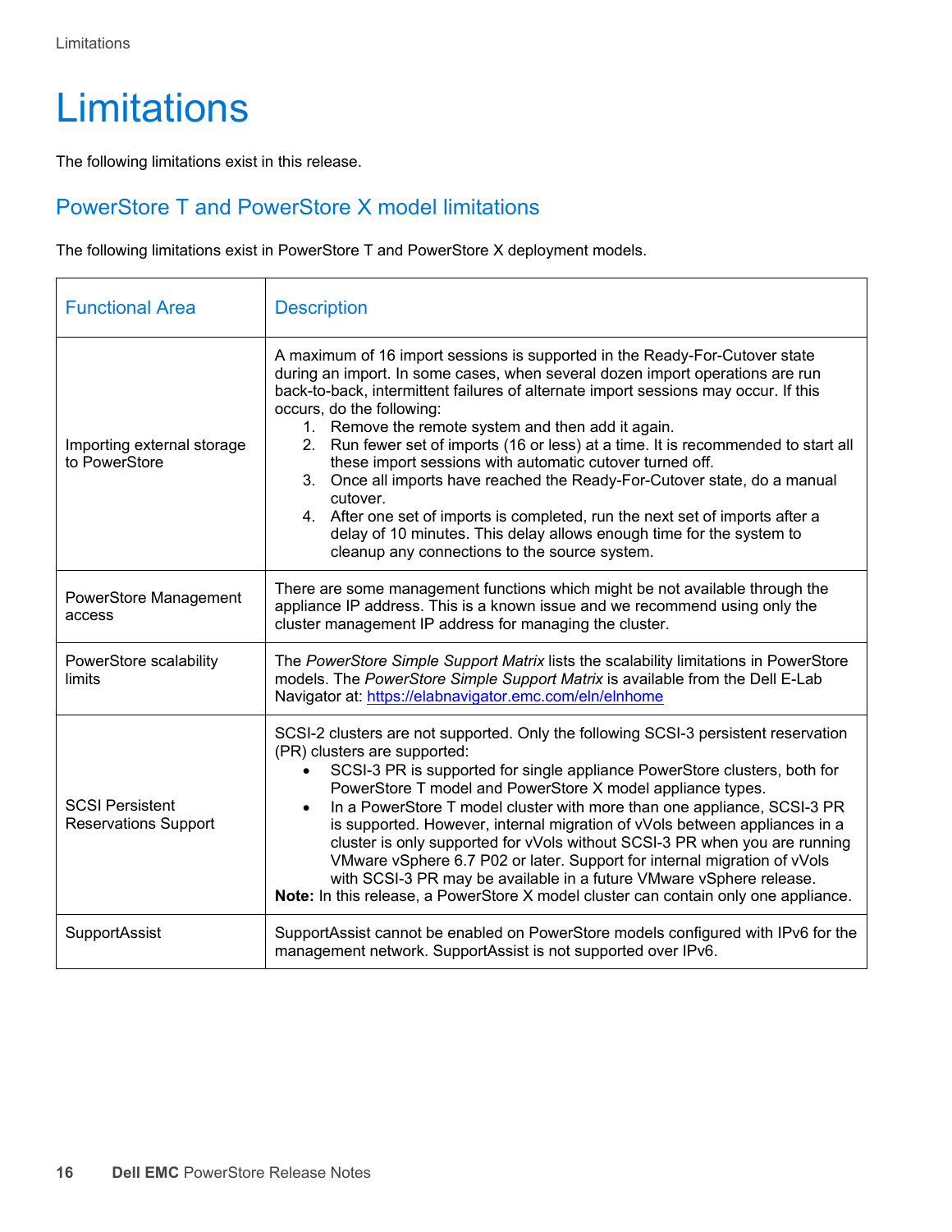# Limitations

The following limitations exist in this release.

## PowerStore T and PowerStore X model limitations

The following limitations exist in PowerStore T and PowerStore X deployment models.

| Functional Area | Description |
|---|---|
| Importing external storage to PowerStore | A maximum of 16 import sessions is supported in the Ready-For-Cutover state during an import. In some cases, when several dozen import operations are run back-to-back, intermittent failures of alternate import sessions may occur. If this occurs, do the following:<br>1. Remove the remote system and then add it again.<br>2. Run fewer set of imports (16 or less) at a time. It is recommended to start all these import sessions with automatic cutover turned off.<br>3. Once all imports have reached the Ready-For-Cutover state, do a manual cutover.<br>4. After one set of imports is completed, run the next set of imports after a delay of 10 minutes. This delay allows enough time for the system to cleanup any connections to the source system. |
| PowerStore Management access | There are some management functions which might be not available through the appliance IP address. This is a known issue and we recommend using only the cluster management IP address for managing the cluster. |
| PowerStore scalability limits | The *PowerStore Simple Support Matrix* lists the scalability limitations in PowerStore models. The *PowerStore Simple Support Matrix* is available from the Dell E-Lab Navigator at: https://elabnavigator.emc.com/eln/elnhome |
| SCSI Persistent Reservations Support | SCSI-2 clusters are not supported. Only the following SCSI-3 persistent reservation (PR) clusters are supported:<br>• SCSI-3 PR is supported for single appliance PowerStore clusters, both for PowerStore T model and PowerStore X model appliance types.<br>• In a PowerStore T model cluster with more than one appliance, SCSI-3 PR is supported. However, internal migration of vVols between appliances in a cluster is only supported for vVols without SCSI-3 PR when you are running VMware vSphere 6.7 P02 or later. Support for internal migration of vVols with SCSI-3 PR may be available in a future VMware vSphere release.<br>**Note:** In this release, a PowerStore X model cluster can contain only one appliance. |
| SupportAssist | SupportAssist cannot be enabled on PowerStore models configured with IPv6 for the management network. SupportAssist is not supported over IPv6. |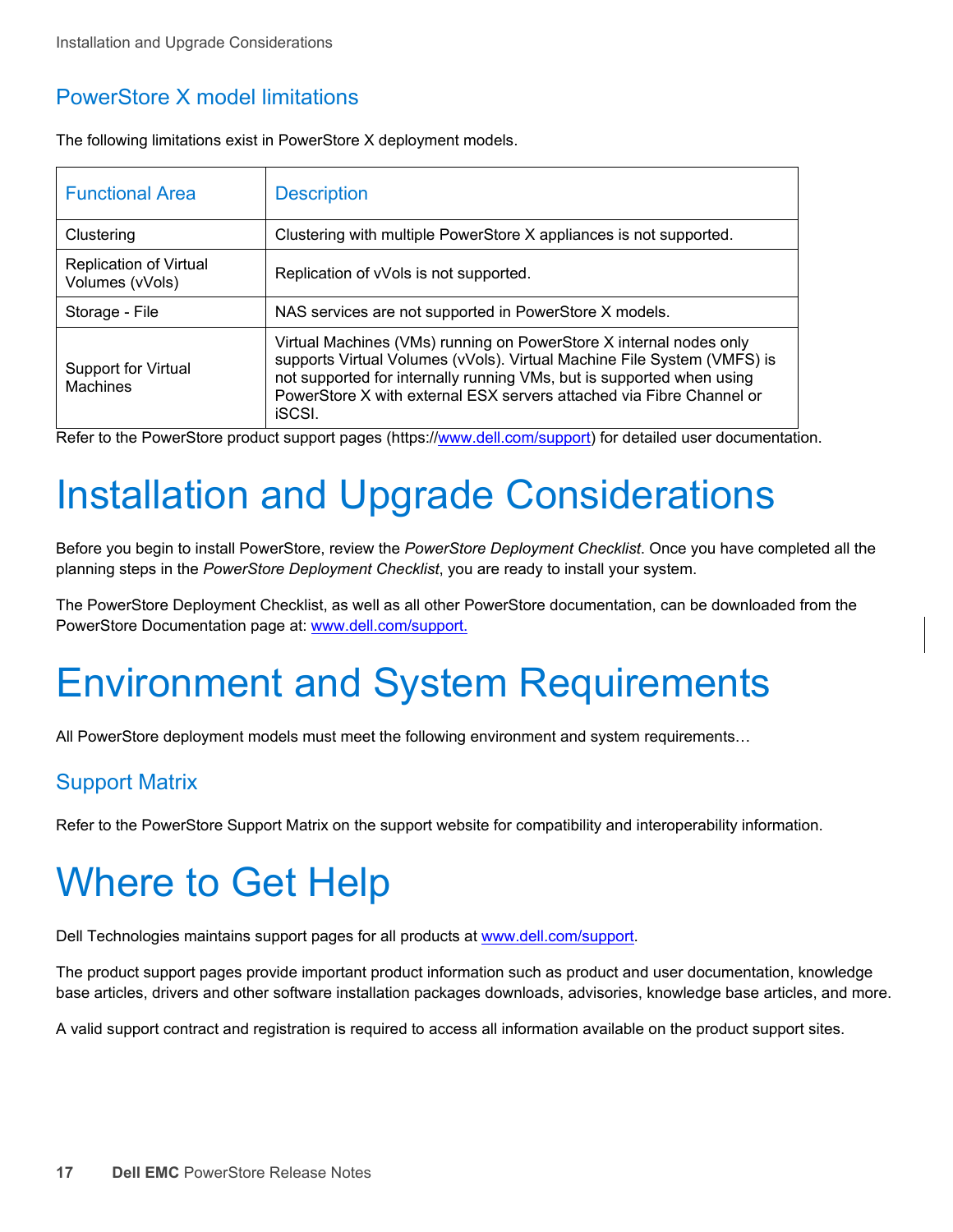## PowerStore X model limitations

The following limitations exist in PowerStore X deployment models.

| Functional Area | Description |
|---|---|
| Clustering | Clustering with multiple PowerStore X appliances is not supported. |
| Replication of Virtual Volumes (vVols) | Replication of vVols is not supported. |
| Storage - File | NAS services are not supported in PowerStore X models. |
| Support for Virtual Machines | Virtual Machines (VMs) running on PowerStore X internal nodes only supports Virtual Volumes (vVols). Virtual Machine File System (VMFS) is not supported for internally running VMs, but is supported when using PowerStore X with external ESX servers attached via Fibre Channel or iSCSI. |

Refer to the PowerStore product support pages (https://www.dell.com/support) for detailed user documentation.

# Installation and Upgrade Considerations

Before you begin to install PowerStore, review the *PowerStore Deployment Checklist*. Once you have completed all the planning steps in the *PowerStore Deployment Checklist*, you are ready to install your system.

The PowerStore Deployment Checklist, as well as all other PowerStore documentation, can be downloaded from the PowerStore Documentation page at: www.dell.com/support.

# Environment and System Requirements

All PowerStore deployment models must meet the following environment and system requirements…

## Support Matrix

Refer to the PowerStore Support Matrix on the support website for compatibility and interoperability information.

# Where to Get Help

Dell Technologies maintains support pages for all products at www.dell.com/support.

The product support pages provide important product information such as product and user documentation, knowledge base articles, drivers and other software installation packages downloads, advisories, knowledge base articles, and more.

A valid support contract and registration is required to access all information available on the product support sites.